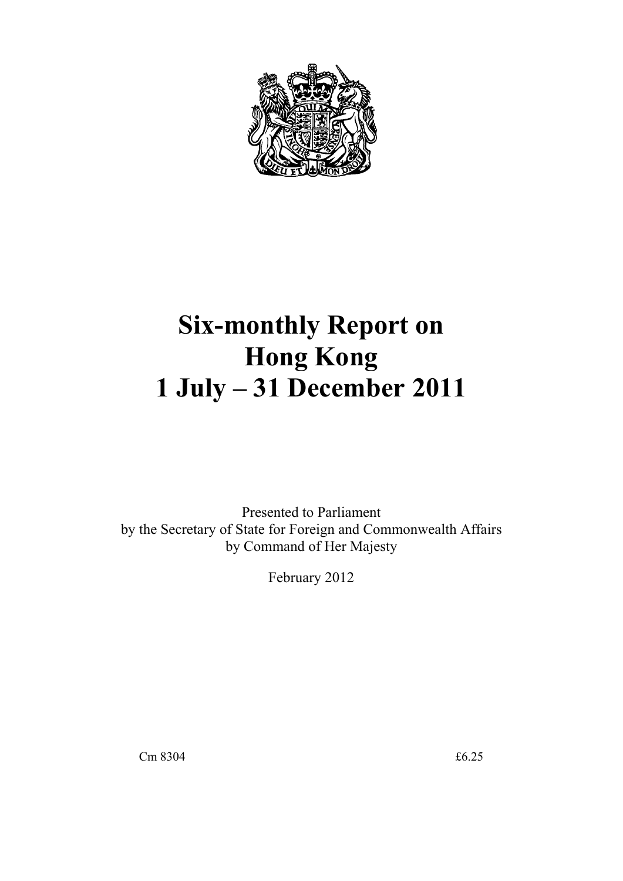# Six-monthly Report on Hong Kong 1 July – 31 December 2011

Presented to Parliament
by the Secretary of State for Foreign and Commonwealth Affairs
by Command of Her Majesty

February 2012

Cm 8304 £6.25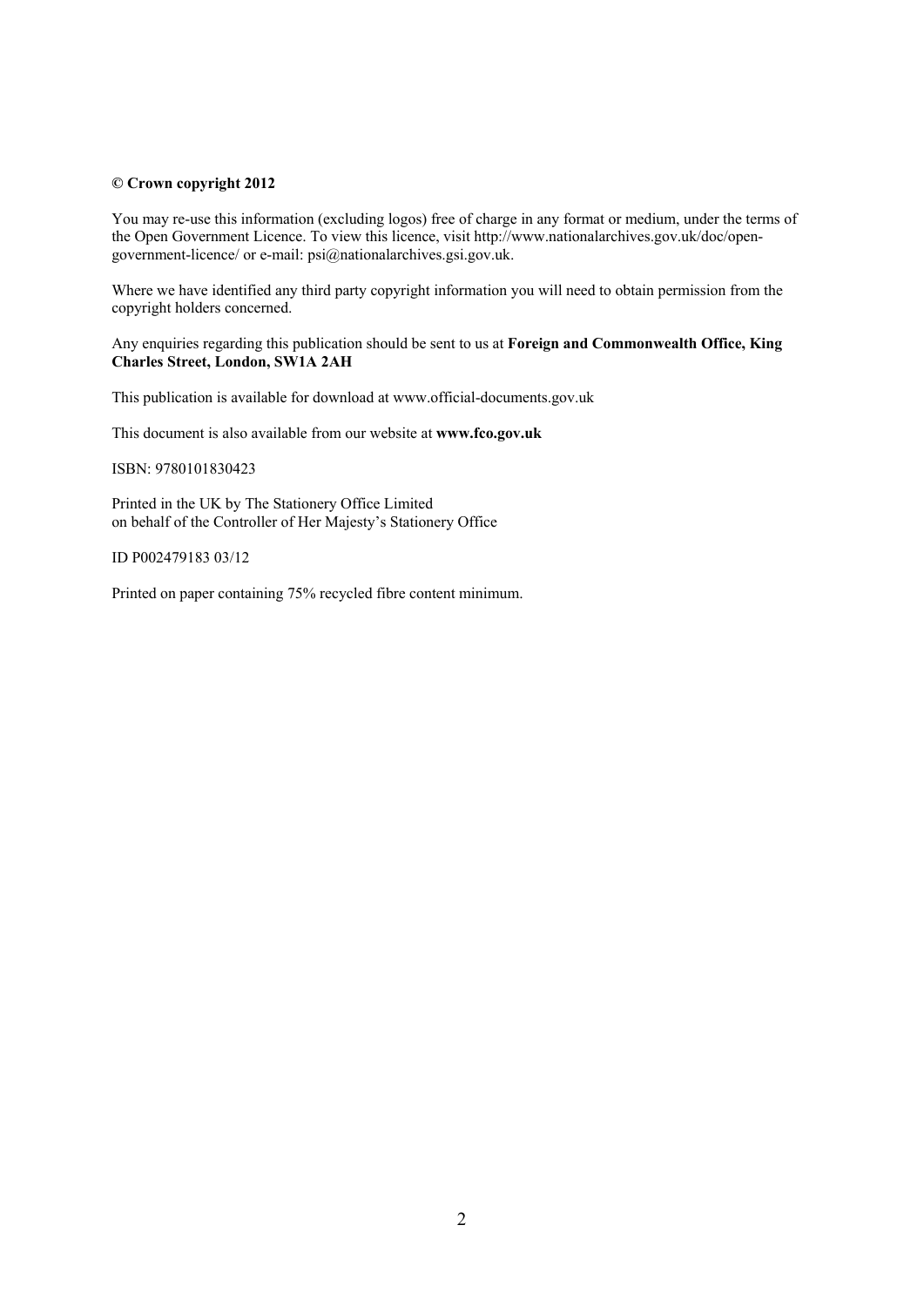**© Crown copyright 2012**

You may re-use this information (excluding logos) free of charge in any format or medium, under the terms of the Open Government Licence. To view this licence, visit http://www.nationalarchives.gov.uk/doc/open-government-licence/ or e-mail: psi@nationalarchives.gsi.gov.uk.

Where we have identified any third party copyright information you will need to obtain permission from the copyright holders concerned.

Any enquiries regarding this publication should be sent to us at **Foreign and Commonwealth Office, King Charles Street, London, SW1A 2AH**

This publication is available for download at www.official-documents.gov.uk

This document is also available from our website at **www.fco.gov.uk**

ISBN: 9780101830423

Printed in the UK by The Stationery Office Limited
on behalf of the Controller of Her Majesty's Stationery Office

ID P002479183 03/12

Printed on paper containing 75% recycled fibre content minimum.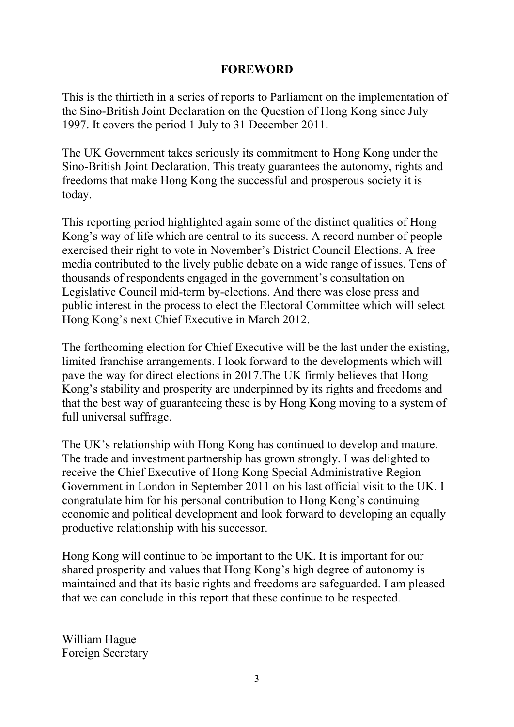# FOREWORD

This is the thirtieth in a series of reports to Parliament on the implementation of the Sino-British Joint Declaration on the Question of Hong Kong since July 1997. It covers the period 1 July to 31 December 2011.

The UK Government takes seriously its commitment to Hong Kong under the Sino-British Joint Declaration. This treaty guarantees the autonomy, rights and freedoms that make Hong Kong the successful and prosperous society it is today.

This reporting period highlighted again some of the distinct qualities of Hong Kong's way of life which are central to its success. A record number of people exercised their right to vote in November's District Council Elections. A free media contributed to the lively public debate on a wide range of issues. Tens of thousands of respondents engaged in the government's consultation on Legislative Council mid-term by-elections. And there was close press and public interest in the process to elect the Electoral Committee which will select Hong Kong's next Chief Executive in March 2012.

The forthcoming election for Chief Executive will be the last under the existing, limited franchise arrangements. I look forward to the developments which will pave the way for direct elections in 2017.The UK firmly believes that Hong Kong's stability and prosperity are underpinned by its rights and freedoms and that the best way of guaranteeing these is by Hong Kong moving to a system of full universal suffrage.

The UK's relationship with Hong Kong has continued to develop and mature. The trade and investment partnership has grown strongly. I was delighted to receive the Chief Executive of Hong Kong Special Administrative Region Government in London in September 2011 on his last official visit to the UK. I congratulate him for his personal contribution to Hong Kong's continuing economic and political development and look forward to developing an equally productive relationship with his successor.

Hong Kong will continue to be important to the UK. It is important for our shared prosperity and values that Hong Kong's high degree of autonomy is maintained and that its basic rights and freedoms are safeguarded. I am pleased that we can conclude in this report that these continue to be respected.

William Hague
Foreign Secretary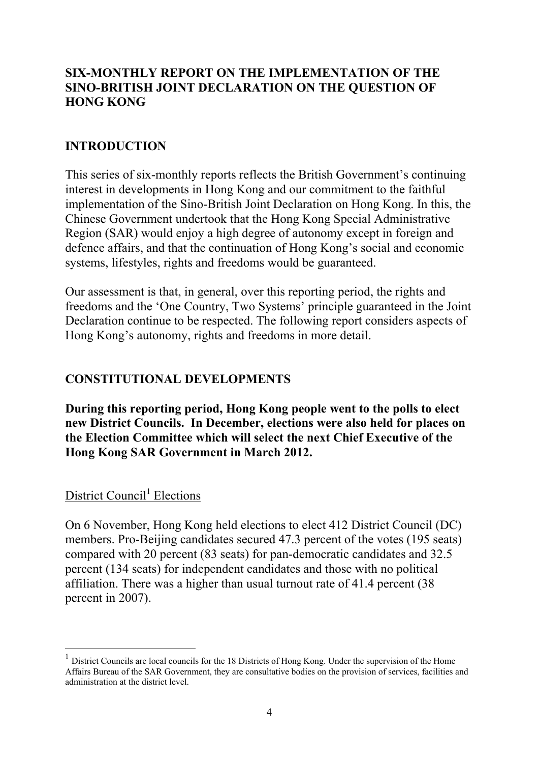## SIX-MONTHLY REPORT ON THE IMPLEMENTATION OF THE SINO-BRITISH JOINT DECLARATION ON THE QUESTION OF HONG KONG

## INTRODUCTION

This series of six-monthly reports reflects the British Government's continuing interest in developments in Hong Kong and our commitment to the faithful implementation of the Sino-British Joint Declaration on Hong Kong. In this, the Chinese Government undertook that the Hong Kong Special Administrative Region (SAR) would enjoy a high degree of autonomy except in foreign and defence affairs, and that the continuation of Hong Kong's social and economic systems, lifestyles, rights and freedoms would be guaranteed.

Our assessment is that, in general, over this reporting period, the rights and freedoms and the 'One Country, Two Systems' principle guaranteed in the Joint Declaration continue to be respected. The following report considers aspects of Hong Kong's autonomy, rights and freedoms in more detail.

## CONSTITUTIONAL DEVELOPMENTS

**During this reporting period, Hong Kong people went to the polls to elect new District Councils. In December, elections were also held for places on the Election Committee which will select the next Chief Executive of the Hong Kong SAR Government in March 2012.**

### District Council[1] Elections

On 6 November, Hong Kong held elections to elect 412 District Council (DC) members. Pro-Beijing candidates secured 47.3 percent of the votes (195 seats) compared with 20 percent (83 seats) for pan-democratic candidates and 32.5 percent (134 seats) for independent candidates and those with no political affiliation. There was a higher than usual turnout rate of 41.4 percent (38 percent in 2007).

[1] District Councils are local councils for the 18 Districts of Hong Kong. Under the supervision of the Home Affairs Bureau of the SAR Government, they are consultative bodies on the provision of services, facilities and administration at the district level.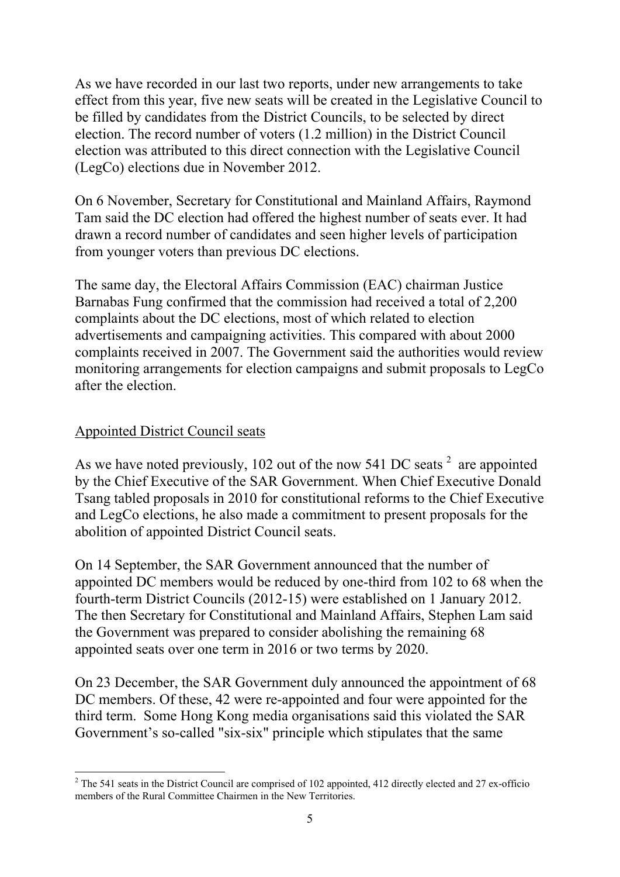As we have recorded in our last two reports, under new arrangements to take effect from this year, five new seats will be created in the Legislative Council to be filled by candidates from the District Councils, to be selected by direct election. The record number of voters (1.2 million) in the District Council election was attributed to this direct connection with the Legislative Council (LegCo) elections due in November 2012.

On 6 November, Secretary for Constitutional and Mainland Affairs, Raymond Tam said the DC election had offered the highest number of seats ever. It had drawn a record number of candidates and seen higher levels of participation from younger voters than previous DC elections.

The same day, the Electoral Affairs Commission (EAC) chairman Justice Barnabas Fung confirmed that the commission had received a total of 2,200 complaints about the DC elections, most of which related to election advertisements and campaigning activities. This compared with about 2000 complaints received in 2007. The Government said the authorities would review monitoring arrangements for election campaigns and submit proposals to LegCo after the election.

## Appointed District Council seats

As we have noted previously, 102 out of the now 541 DC seats [2] are appointed by the Chief Executive of the SAR Government. When Chief Executive Donald Tsang tabled proposals in 2010 for constitutional reforms to the Chief Executive and LegCo elections, he also made a commitment to present proposals for the abolition of appointed District Council seats.

On 14 September, the SAR Government announced that the number of appointed DC members would be reduced by one-third from 102 to 68 when the fourth-term District Councils (2012-15) were established on 1 January 2012. The then Secretary for Constitutional and Mainland Affairs, Stephen Lam said the Government was prepared to consider abolishing the remaining 68 appointed seats over one term in 2016 or two terms by 2020.

On 23 December, the SAR Government duly announced the appointment of 68 DC members. Of these, 42 were re-appointed and four were appointed for the third term. Some Hong Kong media organisations said this violated the SAR Government's so-called "six-six" principle which stipulates that the same

[2] The 541 seats in the District Council are comprised of 102 appointed, 412 directly elected and 27 ex-officio members of the Rural Committee Chairmen in the New Territories.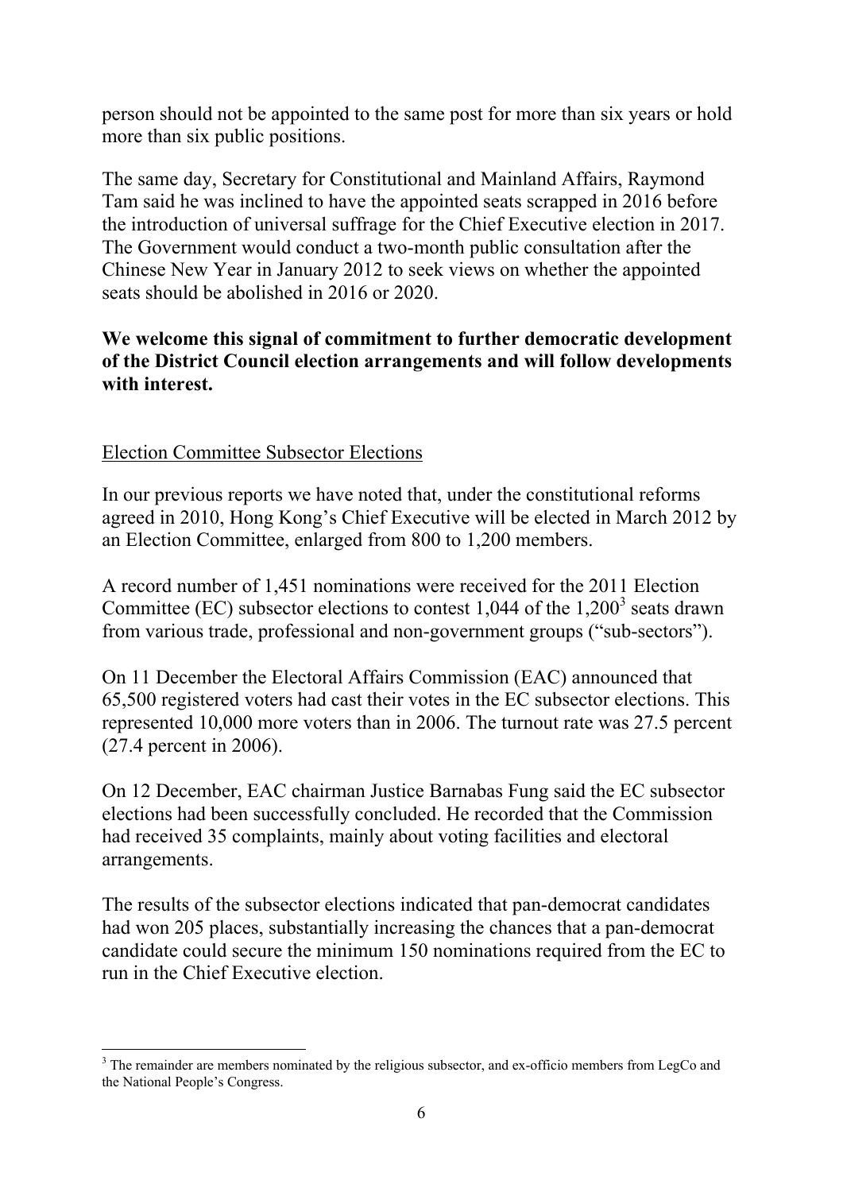person should not be appointed to the same post for more than six years or hold more than six public positions.

The same day, Secretary for Constitutional and Mainland Affairs, Raymond Tam said he was inclined to have the appointed seats scrapped in 2016 before the introduction of universal suffrage for the Chief Executive election in 2017. The Government would conduct a two-month public consultation after the Chinese New Year in January 2012 to seek views on whether the appointed seats should be abolished in 2016 or 2020.

**We welcome this signal of commitment to further democratic development of the District Council election arrangements and will follow developments with interest.**

<u>Election Committee Subsector Elections</u>

In our previous reports we have noted that, under the constitutional reforms agreed in 2010, Hong Kong's Chief Executive will be elected in March 2012 by an Election Committee, enlarged from 800 to 1,200 members.

A record number of 1,451 nominations were received for the 2011 Election Committee (EC) subsector elections to contest 1,044 of the 1,200[3] seats drawn from various trade, professional and non-government groups ("sub-sectors").

On 11 December the Electoral Affairs Commission (EAC) announced that 65,500 registered voters had cast their votes in the EC subsector elections. This represented 10,000 more voters than in 2006. The turnout rate was 27.5 percent (27.4 percent in 2006).

On 12 December, EAC chairman Justice Barnabas Fung said the EC subsector elections had been successfully concluded. He recorded that the Commission had received 35 complaints, mainly about voting facilities and electoral arrangements.

The results of the subsector elections indicated that pan-democrat candidates had won 205 places, substantially increasing the chances that a pan-democrat candidate could secure the minimum 150 nominations required from the EC to run in the Chief Executive election.

---

[3] The remainder are members nominated by the religious subsector, and ex-officio members from LegCo and the National People's Congress.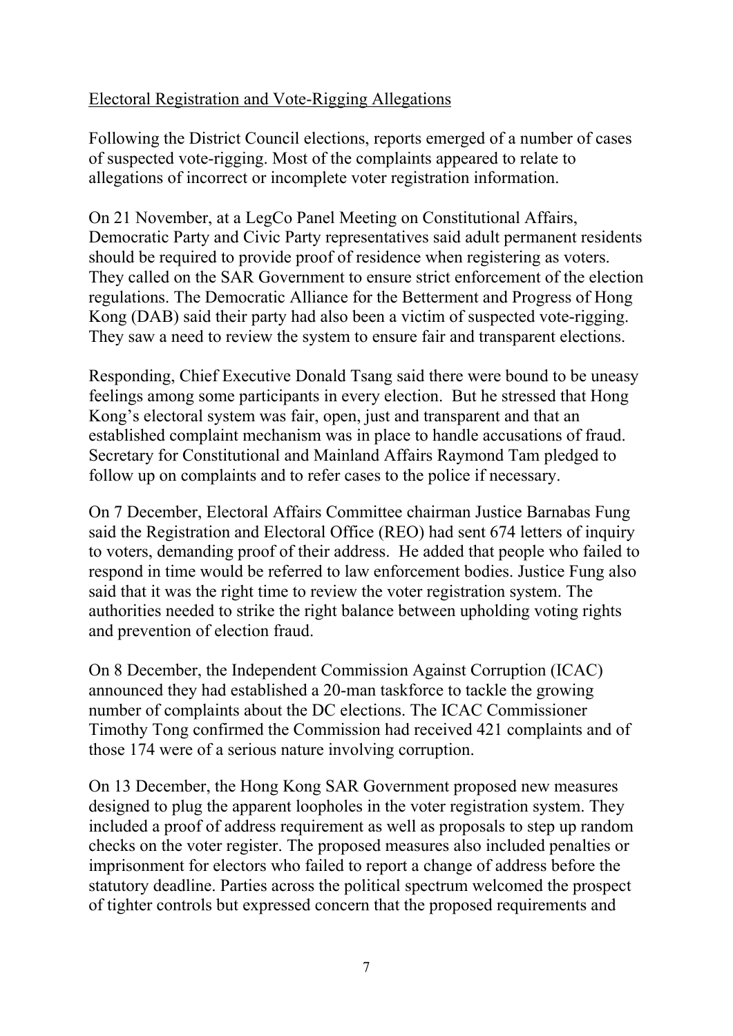<u>Electoral Registration and Vote-Rigging Allegations</u>

Following the District Council elections, reports emerged of a number of cases of suspected vote-rigging. Most of the complaints appeared to relate to allegations of incorrect or incomplete voter registration information.

On 21 November, at a LegCo Panel Meeting on Constitutional Affairs, Democratic Party and Civic Party representatives said adult permanent residents should be required to provide proof of residence when registering as voters. They called on the SAR Government to ensure strict enforcement of the election regulations. The Democratic Alliance for the Betterment and Progress of Hong Kong (DAB) said their party had also been a victim of suspected vote-rigging. They saw a need to review the system to ensure fair and transparent elections.

Responding, Chief Executive Donald Tsang said there were bound to be uneasy feelings among some participants in every election. But he stressed that Hong Kong's electoral system was fair, open, just and transparent and that an established complaint mechanism was in place to handle accusations of fraud. Secretary for Constitutional and Mainland Affairs Raymond Tam pledged to follow up on complaints and to refer cases to the police if necessary.

On 7 December, Electoral Affairs Committee chairman Justice Barnabas Fung said the Registration and Electoral Office (REO) had sent 674 letters of inquiry to voters, demanding proof of their address. He added that people who failed to respond in time would be referred to law enforcement bodies. Justice Fung also said that it was the right time to review the voter registration system. The authorities needed to strike the right balance between upholding voting rights and prevention of election fraud.

On 8 December, the Independent Commission Against Corruption (ICAC) announced they had established a 20-man taskforce to tackle the growing number of complaints about the DC elections. The ICAC Commissioner Timothy Tong confirmed the Commission had received 421 complaints and of those 174 were of a serious nature involving corruption.

On 13 December, the Hong Kong SAR Government proposed new measures designed to plug the apparent loopholes in the voter registration system. They included a proof of address requirement as well as proposals to step up random checks on the voter register. The proposed measures also included penalties or imprisonment for electors who failed to report a change of address before the statutory deadline. Parties across the political spectrum welcomed the prospect of tighter controls but expressed concern that the proposed requirements and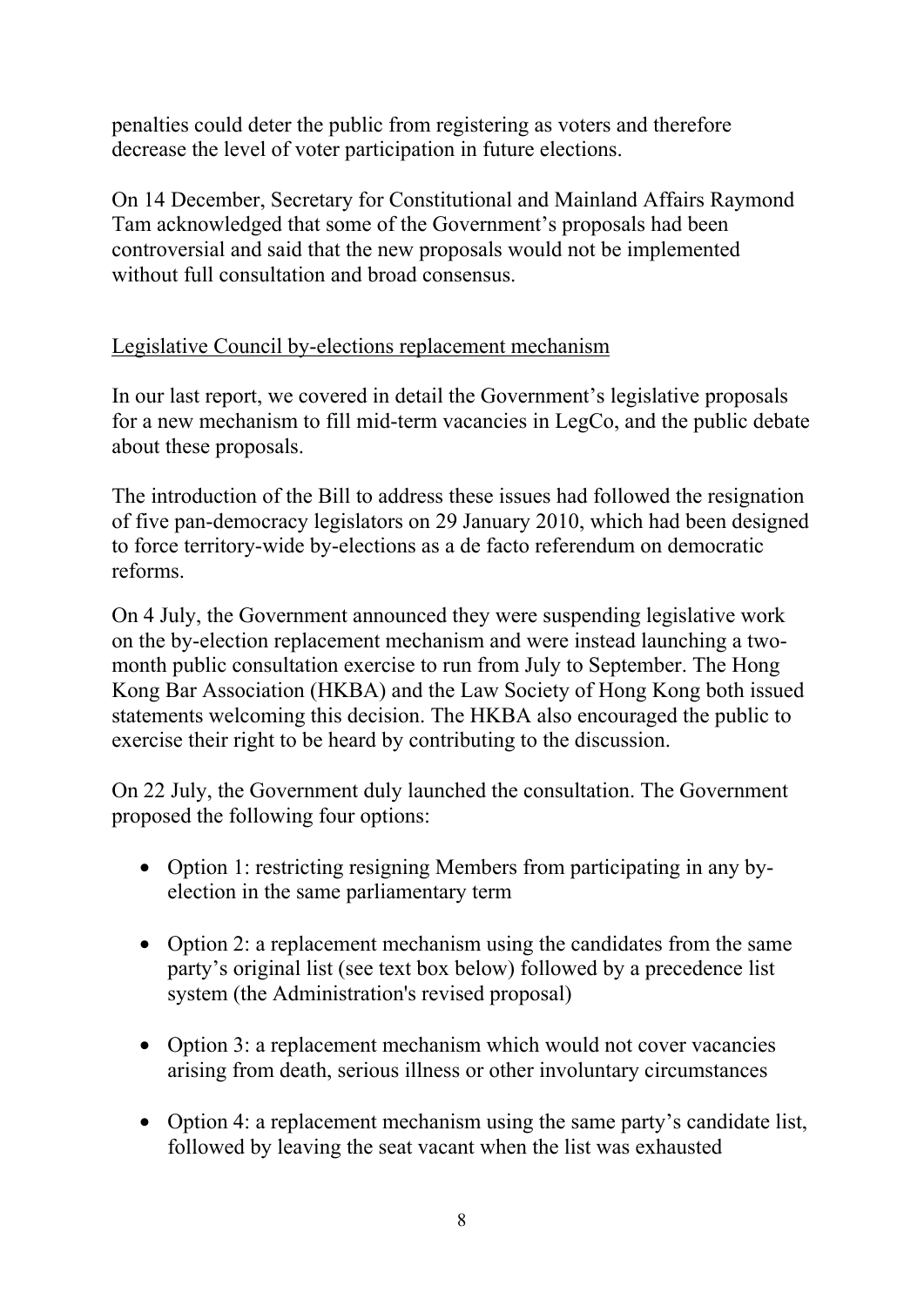penalties could deter the public from registering as voters and therefore decrease the level of voter participation in future elections.

On 14 December, Secretary for Constitutional and Mainland Affairs Raymond Tam acknowledged that some of the Government's proposals had been controversial and said that the new proposals would not be implemented without full consultation and broad consensus.

<u>Legislative Council by-elections replacement mechanism</u>

In our last report, we covered in detail the Government's legislative proposals for a new mechanism to fill mid-term vacancies in LegCo, and the public debate about these proposals.

The introduction of the Bill to address these issues had followed the resignation of five pan-democracy legislators on 29 January 2010, which had been designed to force territory-wide by-elections as a de facto referendum on democratic reforms.

On 4 July, the Government announced they were suspending legislative work on the by-election replacement mechanism and were instead launching a two-month public consultation exercise to run from July to September. The Hong Kong Bar Association (HKBA) and the Law Society of Hong Kong both issued statements welcoming this decision. The HKBA also encouraged the public to exercise their right to be heard by contributing to the discussion.

On 22 July, the Government duly launched the consultation. The Government proposed the following four options:

- Option 1: restricting resigning Members from participating in any by-election in the same parliamentary term
- Option 2: a replacement mechanism using the candidates from the same party's original list (see text box below) followed by a precedence list system (the Administration's revised proposal)
- Option 3: a replacement mechanism which would not cover vacancies arising from death, serious illness or other involuntary circumstances
- Option 4: a replacement mechanism using the same party's candidate list, followed by leaving the seat vacant when the list was exhausted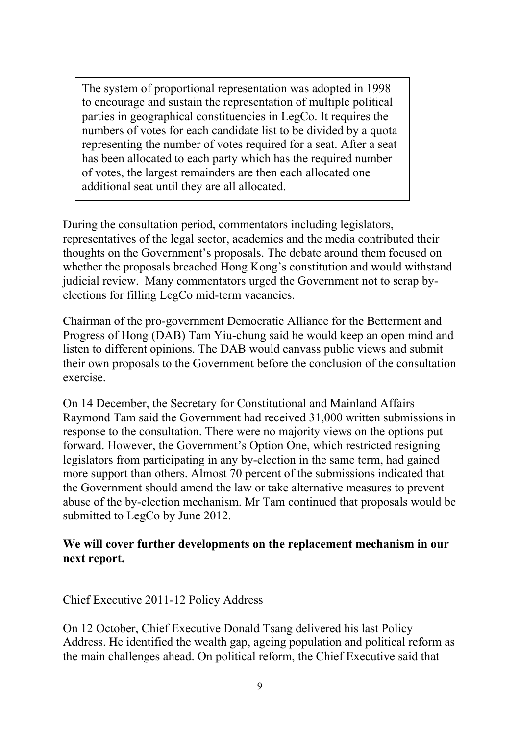> The system of proportional representation was adopted in 1998 to encourage and sustain the representation of multiple political parties in geographical constituencies in LegCo. It requires the numbers of votes for each candidate list to be divided by a quota representing the number of votes required for a seat. After a seat has been allocated to each party which has the required number of votes, the largest remainders are then each allocated one additional seat until they are all allocated.

During the consultation period, commentators including legislators, representatives of the legal sector, academics and the media contributed their thoughts on the Government's proposals. The debate around them focused on whether the proposals breached Hong Kong's constitution and would withstand judicial review. Many commentators urged the Government not to scrap by-elections for filling LegCo mid-term vacancies.

Chairman of the pro-government Democratic Alliance for the Betterment and Progress of Hong (DAB) Tam Yiu-chung said he would keep an open mind and listen to different opinions. The DAB would canvass public views and submit their own proposals to the Government before the conclusion of the consultation exercise.

On 14 December, the Secretary for Constitutional and Mainland Affairs Raymond Tam said the Government had received 31,000 written submissions in response to the consultation. There were no majority views on the options put forward. However, the Government's Option One, which restricted resigning legislators from participating in any by-election in the same term, had gained more support than others. Almost 70 percent of the submissions indicated that the Government should amend the law or take alternative measures to prevent abuse of the by-election mechanism. Mr Tam continued that proposals would be submitted to LegCo by June 2012.

**We will cover further developments on the replacement mechanism in our next report.**

<u>Chief Executive 2011-12 Policy Address</u>

On 12 October, Chief Executive Donald Tsang delivered his last Policy Address. He identified the wealth gap, ageing population and political reform as the main challenges ahead. On political reform, the Chief Executive said that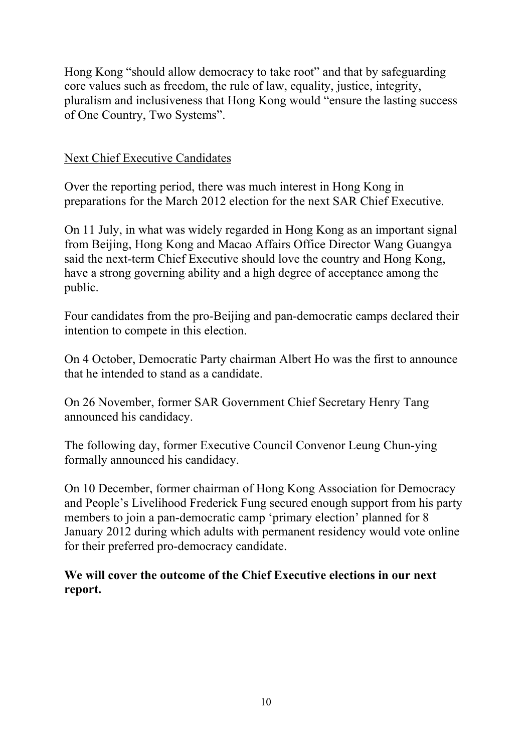Hong Kong "should allow democracy to take root" and that by safeguarding core values such as freedom, the rule of law, equality, justice, integrity, pluralism and inclusiveness that Hong Kong would "ensure the lasting success of One Country, Two Systems".

## Next Chief Executive Candidates

Over the reporting period, there was much interest in Hong Kong in preparations for the March 2012 election for the next SAR Chief Executive.

On 11 July, in what was widely regarded in Hong Kong as an important signal from Beijing, Hong Kong and Macao Affairs Office Director Wang Guangya said the next-term Chief Executive should love the country and Hong Kong, have a strong governing ability and a high degree of acceptance among the public.

Four candidates from the pro-Beijing and pan-democratic camps declared their intention to compete in this election.

On 4 October, Democratic Party chairman Albert Ho was the first to announce that he intended to stand as a candidate.

On 26 November, former SAR Government Chief Secretary Henry Tang announced his candidacy.

The following day, former Executive Council Convenor Leung Chun-ying formally announced his candidacy.

On 10 December, former chairman of Hong Kong Association for Democracy and People's Livelihood Frederick Fung secured enough support from his party members to join a pan-democratic camp 'primary election' planned for 8 January 2012 during which adults with permanent residency would vote online for their preferred pro-democracy candidate.

**We will cover the outcome of the Chief Executive elections in our next report.**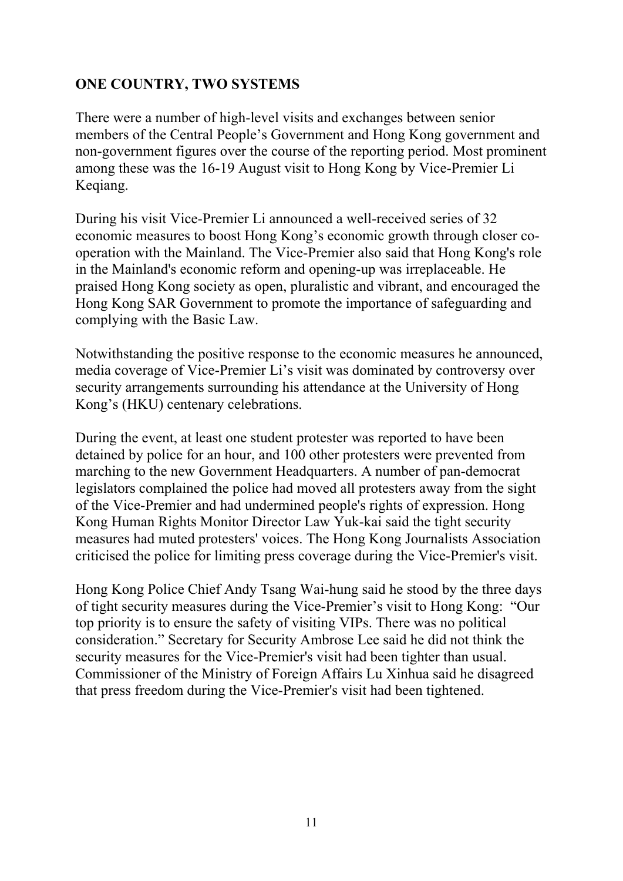**ONE COUNTRY, TWO SYSTEMS**

There were a number of high-level visits and exchanges between senior members of the Central People's Government and Hong Kong government and non-government figures over the course of the reporting period. Most prominent among these was the 16-19 August visit to Hong Kong by Vice-Premier Li Keqiang.

During his visit Vice-Premier Li announced a well-received series of 32 economic measures to boost Hong Kong's economic growth through closer co-operation with the Mainland. The Vice-Premier also said that Hong Kong's role in the Mainland's economic reform and opening-up was irreplaceable. He praised Hong Kong society as open, pluralistic and vibrant, and encouraged the Hong Kong SAR Government to promote the importance of safeguarding and complying with the Basic Law.

Notwithstanding the positive response to the economic measures he announced, media coverage of Vice-Premier Li's visit was dominated by controversy over security arrangements surrounding his attendance at the University of Hong Kong's (HKU) centenary celebrations.

During the event, at least one student protester was reported to have been detained by police for an hour, and 100 other protesters were prevented from marching to the new Government Headquarters. A number of pan-democrat legislators complained the police had moved all protesters away from the sight of the Vice-Premier and had undermined people's rights of expression. Hong Kong Human Rights Monitor Director Law Yuk-kai said the tight security measures had muted protesters' voices. The Hong Kong Journalists Association criticised the police for limiting press coverage during the Vice-Premier's visit.

Hong Kong Police Chief Andy Tsang Wai-hung said he stood by the three days of tight security measures during the Vice-Premier's visit to Hong Kong: "Our top priority is to ensure the safety of visiting VIPs. There was no political consideration." Secretary for Security Ambrose Lee said he did not think the security measures for the Vice-Premier's visit had been tighter than usual. Commissioner of the Ministry of Foreign Affairs Lu Xinhua said he disagreed that press freedom during the Vice-Premier's visit had been tightened.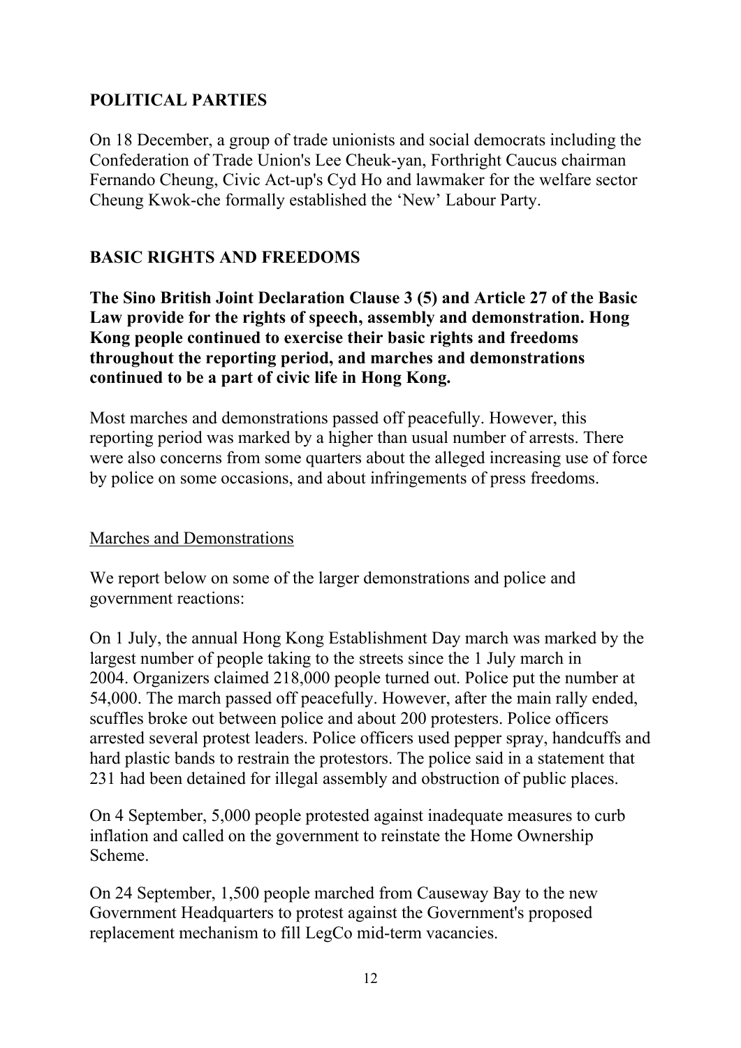## POLITICAL PARTIES

On 18 December, a group of trade unionists and social democrats including the Confederation of Trade Union's Lee Cheuk-yan, Forthright Caucus chairman Fernando Cheung, Civic Act-up's Cyd Ho and lawmaker for the welfare sector Cheung Kwok-che formally established the 'New' Labour Party.

## BASIC RIGHTS AND FREEDOMS

**The Sino British Joint Declaration Clause 3 (5) and Article 27 of the Basic Law provide for the rights of speech, assembly and demonstration. Hong Kong people continued to exercise their basic rights and freedoms throughout the reporting period, and marches and demonstrations continued to be a part of civic life in Hong Kong.**

Most marches and demonstrations passed off peacefully. However, this reporting period was marked by a higher than usual number of arrests. There were also concerns from some quarters about the alleged increasing use of force by police on some occasions, and about infringements of press freedoms.

### Marches and Demonstrations

We report below on some of the larger demonstrations and police and government reactions:

On 1 July, the annual Hong Kong Establishment Day march was marked by the largest number of people taking to the streets since the 1 July march in 2004. Organizers claimed 218,000 people turned out. Police put the number at 54,000. The march passed off peacefully. However, after the main rally ended, scuffles broke out between police and about 200 protesters. Police officers arrested several protest leaders. Police officers used pepper spray, handcuffs and hard plastic bands to restrain the protestors. The police said in a statement that 231 had been detained for illegal assembly and obstruction of public places.

On 4 September, 5,000 people protested against inadequate measures to curb inflation and called on the government to reinstate the Home Ownership Scheme.

On 24 September, 1,500 people marched from Causeway Bay to the new Government Headquarters to protest against the Government's proposed replacement mechanism to fill LegCo mid-term vacancies.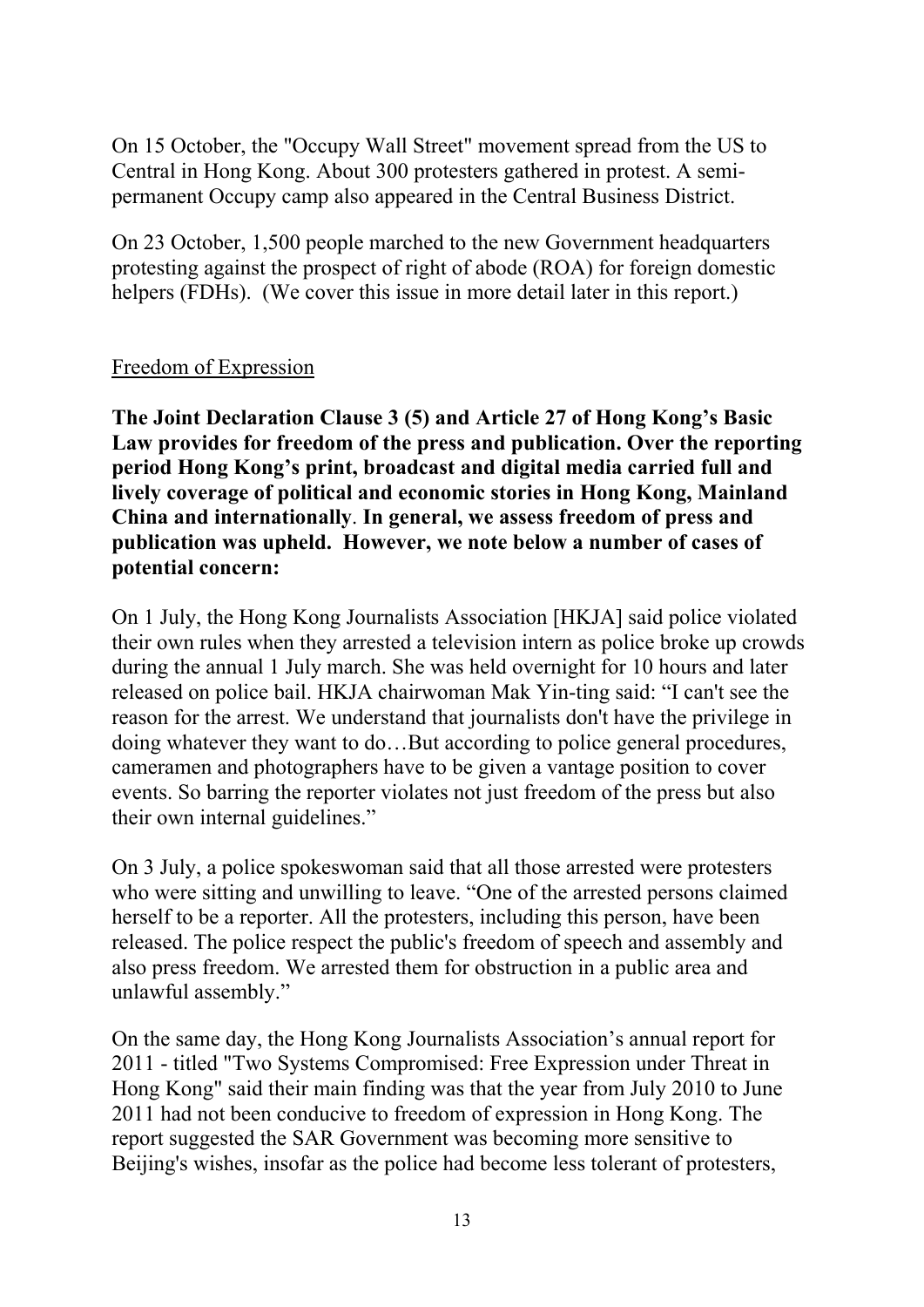On 15 October, the "Occupy Wall Street" movement spread from the US to Central in Hong Kong. About 300 protesters gathered in protest. A semi-permanent Occupy camp also appeared in the Central Business District.

On 23 October, 1,500 people marched to the new Government headquarters protesting against the prospect of right of abode (ROA) for foreign domestic helpers (FDHs). (We cover this issue in more detail later in this report.)

## Freedom of Expression

**The Joint Declaration Clause 3 (5) and Article 27 of Hong Kong's Basic Law provides for freedom of the press and publication. Over the reporting period Hong Kong's print, broadcast and digital media carried full and lively coverage of political and economic stories in Hong Kong, Mainland China and internationally. In general, we assess freedom of press and publication was upheld. However, we note below a number of cases of potential concern:**

On 1 July, the Hong Kong Journalists Association [HKJA] said police violated their own rules when they arrested a television intern as police broke up crowds during the annual 1 July march. She was held overnight for 10 hours and later released on police bail. HKJA chairwoman Mak Yin-ting said: "I can't see the reason for the arrest. We understand that journalists don't have the privilege in doing whatever they want to do…But according to police general procedures, cameramen and photographers have to be given a vantage position to cover events. So barring the reporter violates not just freedom of the press but also their own internal guidelines."

On 3 July, a police spokeswoman said that all those arrested were protesters who were sitting and unwilling to leave. "One of the arrested persons claimed herself to be a reporter. All the protesters, including this person, have been released. The police respect the public's freedom of speech and assembly and also press freedom. We arrested them for obstruction in a public area and unlawful assembly."

On the same day, the Hong Kong Journalists Association's annual report for 2011 - titled "Two Systems Compromised: Free Expression under Threat in Hong Kong" said their main finding was that the year from July 2010 to June 2011 had not been conducive to freedom of expression in Hong Kong. The report suggested the SAR Government was becoming more sensitive to Beijing's wishes, insofar as the police had become less tolerant of protesters,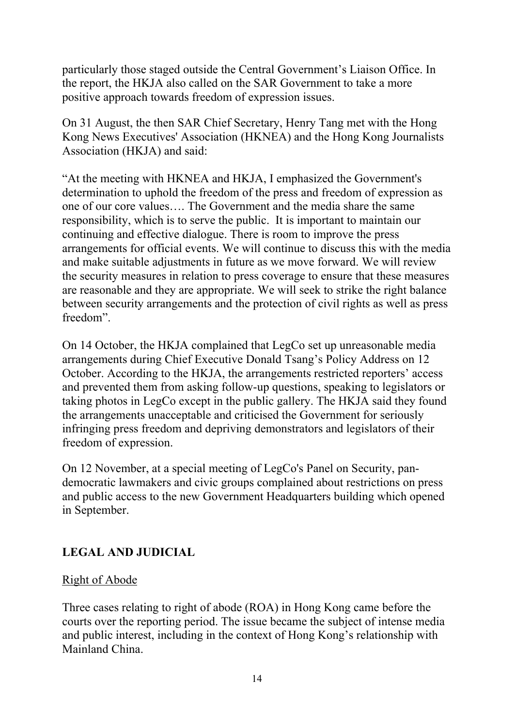particularly those staged outside the Central Government's Liaison Office. In the report, the HKJA also called on the SAR Government to take a more positive approach towards freedom of expression issues.

On 31 August, the then SAR Chief Secretary, Henry Tang met with the Hong Kong News Executives' Association (HKNEA) and the Hong Kong Journalists Association (HKJA) and said:

"At the meeting with HKNEA and HKJA, I emphasized the Government's determination to uphold the freedom of the press and freedom of expression as one of our core values…. The Government and the media share the same responsibility, which is to serve the public. It is important to maintain our continuing and effective dialogue. There is room to improve the press arrangements for official events. We will continue to discuss this with the media and make suitable adjustments in future as we move forward. We will review the security measures in relation to press coverage to ensure that these measures are reasonable and they are appropriate. We will seek to strike the right balance between security arrangements and the protection of civil rights as well as press freedom".

On 14 October, the HKJA complained that LegCo set up unreasonable media arrangements during Chief Executive Donald Tsang's Policy Address on 12 October. According to the HKJA, the arrangements restricted reporters' access and prevented them from asking follow-up questions, speaking to legislators or taking photos in LegCo except in the public gallery. The HKJA said they found the arrangements unacceptable and criticised the Government for seriously infringing press freedom and depriving demonstrators and legislators of their freedom of expression.

On 12 November, at a special meeting of LegCo's Panel on Security, pan-democratic lawmakers and civic groups complained about restrictions on press and public access to the new Government Headquarters building which opened in September.

## LEGAL AND JUDICIAL

### Right of Abode

Three cases relating to right of abode (ROA) in Hong Kong came before the courts over the reporting period. The issue became the subject of intense media and public interest, including in the context of Hong Kong's relationship with Mainland China.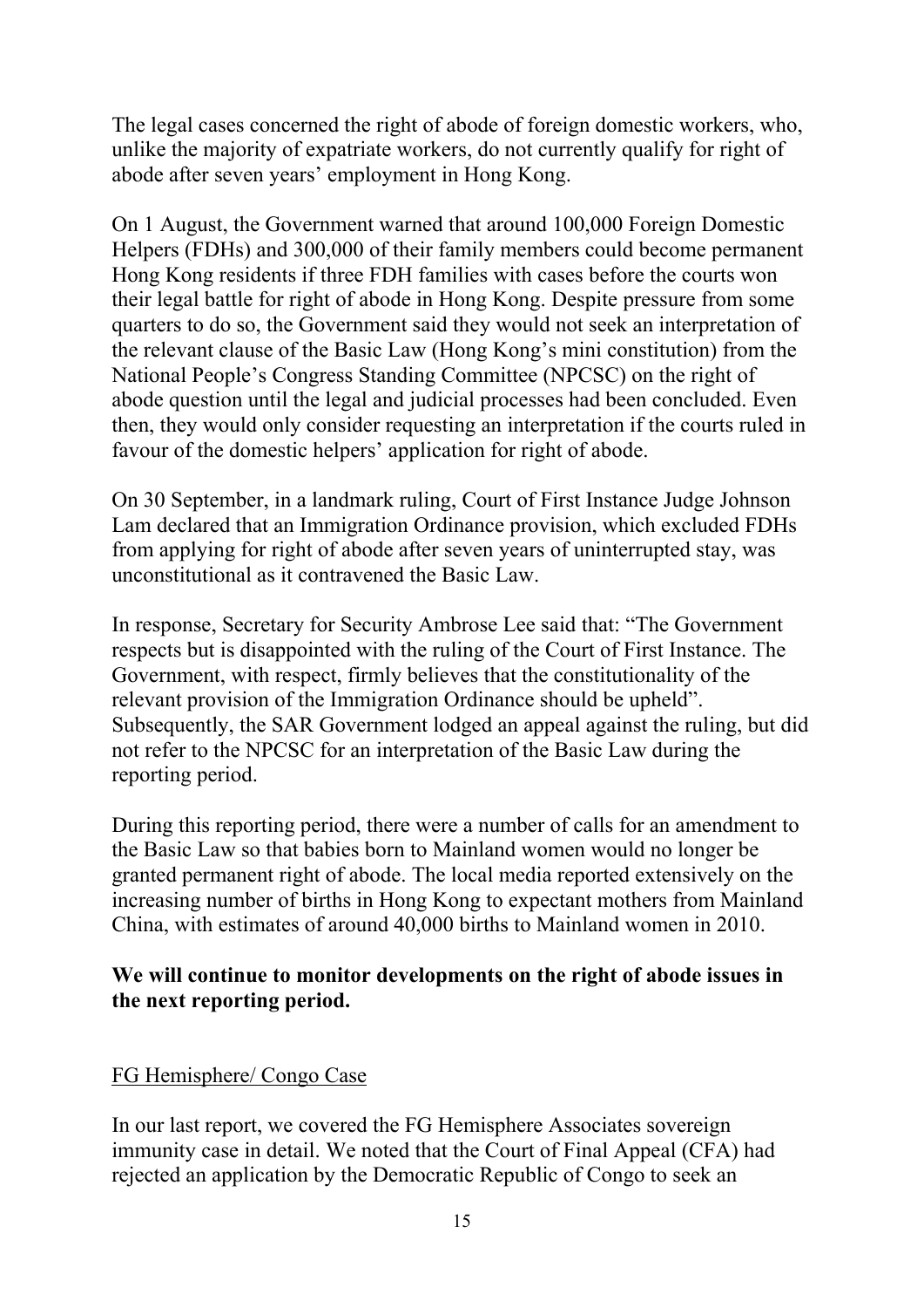The legal cases concerned the right of abode of foreign domestic workers, who, unlike the majority of expatriate workers, do not currently qualify for right of abode after seven years' employment in Hong Kong.

On 1 August, the Government warned that around 100,000 Foreign Domestic Helpers (FDHs) and 300,000 of their family members could become permanent Hong Kong residents if three FDH families with cases before the courts won their legal battle for right of abode in Hong Kong. Despite pressure from some quarters to do so, the Government said they would not seek an interpretation of the relevant clause of the Basic Law (Hong Kong's mini constitution) from the National People's Congress Standing Committee (NPCSC) on the right of abode question until the legal and judicial processes had been concluded. Even then, they would only consider requesting an interpretation if the courts ruled in favour of the domestic helpers' application for right of abode.

On 30 September, in a landmark ruling, Court of First Instance Judge Johnson Lam declared that an Immigration Ordinance provision, which excluded FDHs from applying for right of abode after seven years of uninterrupted stay, was unconstitutional as it contravened the Basic Law.

In response, Secretary for Security Ambrose Lee said that: "The Government respects but is disappointed with the ruling of the Court of First Instance. The Government, with respect, firmly believes that the constitutionality of the relevant provision of the Immigration Ordinance should be upheld". Subsequently, the SAR Government lodged an appeal against the ruling, but did not refer to the NPCSC for an interpretation of the Basic Law during the reporting period.

During this reporting period, there were a number of calls for an amendment to the Basic Law so that babies born to Mainland women would no longer be granted permanent right of abode. The local media reported extensively on the increasing number of births in Hong Kong to expectant mothers from Mainland China, with estimates of around 40,000 births to Mainland women in 2010.

**We will continue to monitor developments on the right of abode issues in the next reporting period.**

<u>FG Hemisphere/ Congo Case</u>

In our last report, we covered the FG Hemisphere Associates sovereign immunity case in detail. We noted that the Court of Final Appeal (CFA) had rejected an application by the Democratic Republic of Congo to seek an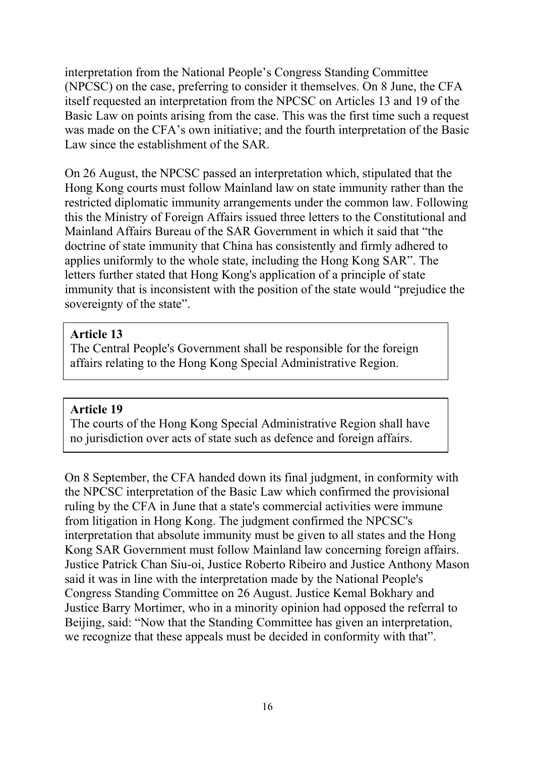interpretation from the National People's Congress Standing Committee (NPCSC) on the case, preferring to consider it themselves. On 8 June, the CFA itself requested an interpretation from the NPCSC on Articles 13 and 19 of the Basic Law on points arising from the case. This was the first time such a request was made on the CFA's own initiative; and the fourth interpretation of the Basic Law since the establishment of the SAR.

On 26 August, the NPCSC passed an interpretation which, stipulated that the Hong Kong courts must follow Mainland law on state immunity rather than the restricted diplomatic immunity arrangements under the common law. Following this the Ministry of Foreign Affairs issued three letters to the Constitutional and Mainland Affairs Bureau of the SAR Government in which it said that "the doctrine of state immunity that China has consistently and firmly adhered to applies uniformly to the whole state, including the Hong Kong SAR". The letters further stated that Hong Kong's application of a principle of state immunity that is inconsistent with the position of the state would "prejudice the sovereignty of the state".

> **Article 13**
> The Central People's Government shall be responsible for the foreign affairs relating to the Hong Kong Special Administrative Region.

> **Article 19**
> The courts of the Hong Kong Special Administrative Region shall have no jurisdiction over acts of state such as defence and foreign affairs.

On 8 September, the CFA handed down its final judgment, in conformity with the NPCSC interpretation of the Basic Law which confirmed the provisional ruling by the CFA in June that a state's commercial activities were immune from litigation in Hong Kong. The judgment confirmed the NPCSC's interpretation that absolute immunity must be given to all states and the Hong Kong SAR Government must follow Mainland law concerning foreign affairs. Justice Patrick Chan Siu-oi, Justice Roberto Ribeiro and Justice Anthony Mason said it was in line with the interpretation made by the National People's Congress Standing Committee on 26 August. Justice Kemal Bokhary and Justice Barry Mortimer, who in a minority opinion had opposed the referral to Beijing, said: "Now that the Standing Committee has given an interpretation, we recognize that these appeals must be decided in conformity with that".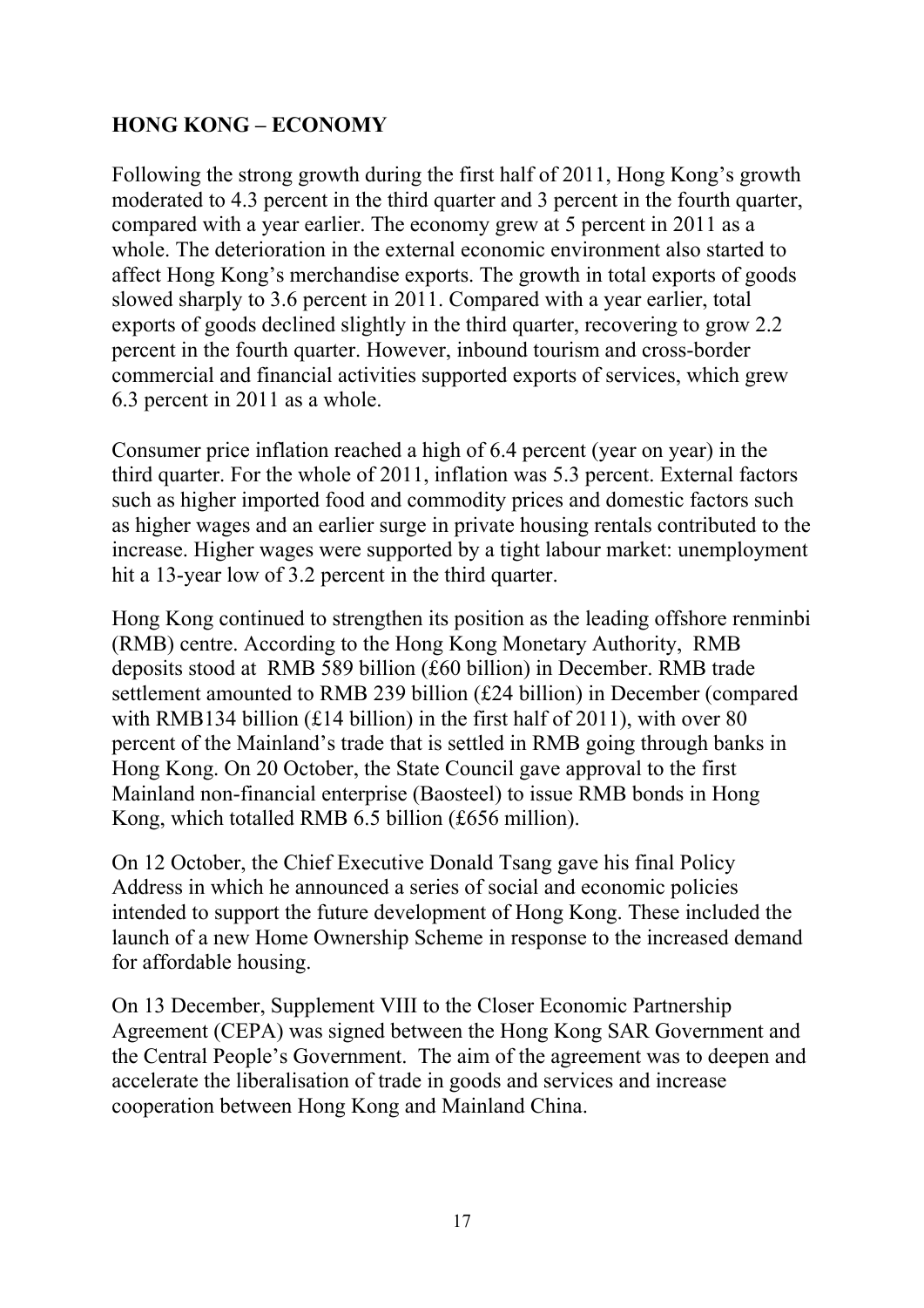## HONG KONG – ECONOMY

Following the strong growth during the first half of 2011, Hong Kong's growth moderated to 4.3 percent in the third quarter and 3 percent in the fourth quarter, compared with a year earlier. The economy grew at 5 percent in 2011 as a whole. The deterioration in the external economic environment also started to affect Hong Kong's merchandise exports. The growth in total exports of goods slowed sharply to 3.6 percent in 2011. Compared with a year earlier, total exports of goods declined slightly in the third quarter, recovering to grow 2.2 percent in the fourth quarter. However, inbound tourism and cross-border commercial and financial activities supported exports of services, which grew 6.3 percent in 2011 as a whole.

Consumer price inflation reached a high of 6.4 percent (year on year) in the third quarter. For the whole of 2011, inflation was 5.3 percent. External factors such as higher imported food and commodity prices and domestic factors such as higher wages and an earlier surge in private housing rentals contributed to the increase. Higher wages were supported by a tight labour market: unemployment hit a 13-year low of 3.2 percent in the third quarter.

Hong Kong continued to strengthen its position as the leading offshore renminbi (RMB) centre. According to the Hong Kong Monetary Authority, RMB deposits stood at RMB 589 billion (£60 billion) in December. RMB trade settlement amounted to RMB 239 billion (£24 billion) in December (compared with RMB134 billion (£14 billion) in the first half of 2011), with over 80 percent of the Mainland's trade that is settled in RMB going through banks in Hong Kong. On 20 October, the State Council gave approval to the first Mainland non-financial enterprise (Baosteel) to issue RMB bonds in Hong Kong, which totalled RMB 6.5 billion (£656 million).

On 12 October, the Chief Executive Donald Tsang gave his final Policy Address in which he announced a series of social and economic policies intended to support the future development of Hong Kong. These included the launch of a new Home Ownership Scheme in response to the increased demand for affordable housing.

On 13 December, Supplement VIII to the Closer Economic Partnership Agreement (CEPA) was signed between the Hong Kong SAR Government and the Central People's Government. The aim of the agreement was to deepen and accelerate the liberalisation of trade in goods and services and increase cooperation between Hong Kong and Mainland China.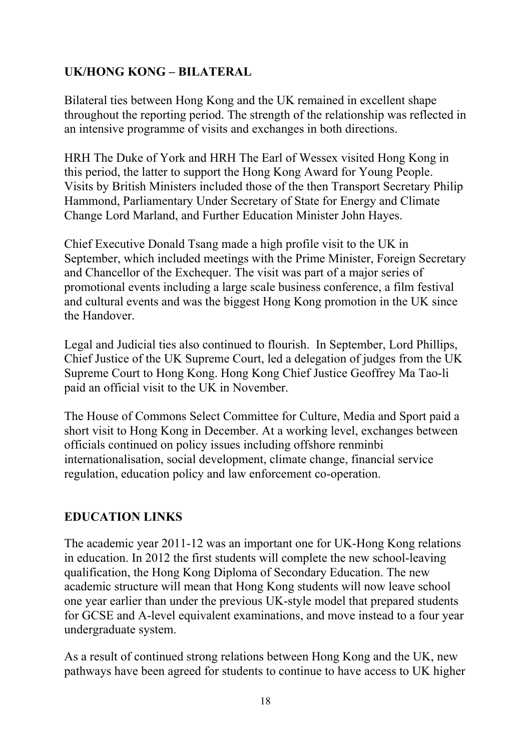## UK/HONG KONG – BILATERAL

Bilateral ties between Hong Kong and the UK remained in excellent shape throughout the reporting period. The strength of the relationship was reflected in an intensive programme of visits and exchanges in both directions.

HRH The Duke of York and HRH The Earl of Wessex visited Hong Kong in this period, the latter to support the Hong Kong Award for Young People. Visits by British Ministers included those of the then Transport Secretary Philip Hammond, Parliamentary Under Secretary of State for Energy and Climate Change Lord Marland, and Further Education Minister John Hayes.

Chief Executive Donald Tsang made a high profile visit to the UK in September, which included meetings with the Prime Minister, Foreign Secretary and Chancellor of the Exchequer. The visit was part of a major series of promotional events including a large scale business conference, a film festival and cultural events and was the biggest Hong Kong promotion in the UK since the Handover.

Legal and Judicial ties also continued to flourish. In September, Lord Phillips, Chief Justice of the UK Supreme Court, led a delegation of judges from the UK Supreme Court to Hong Kong. Hong Kong Chief Justice Geoffrey Ma Tao-li paid an official visit to the UK in November.

The House of Commons Select Committee for Culture, Media and Sport paid a short visit to Hong Kong in December. At a working level, exchanges between officials continued on policy issues including offshore renminbi internationalisation, social development, climate change, financial service regulation, education policy and law enforcement co-operation.

## EDUCATION LINKS

The academic year 2011-12 was an important one for UK-Hong Kong relations in education. In 2012 the first students will complete the new school-leaving qualification, the Hong Kong Diploma of Secondary Education. The new academic structure will mean that Hong Kong students will now leave school one year earlier than under the previous UK-style model that prepared students for GCSE and A-level equivalent examinations, and move instead to a four year undergraduate system.

As a result of continued strong relations between Hong Kong and the UK, new pathways have been agreed for students to continue to have access to UK higher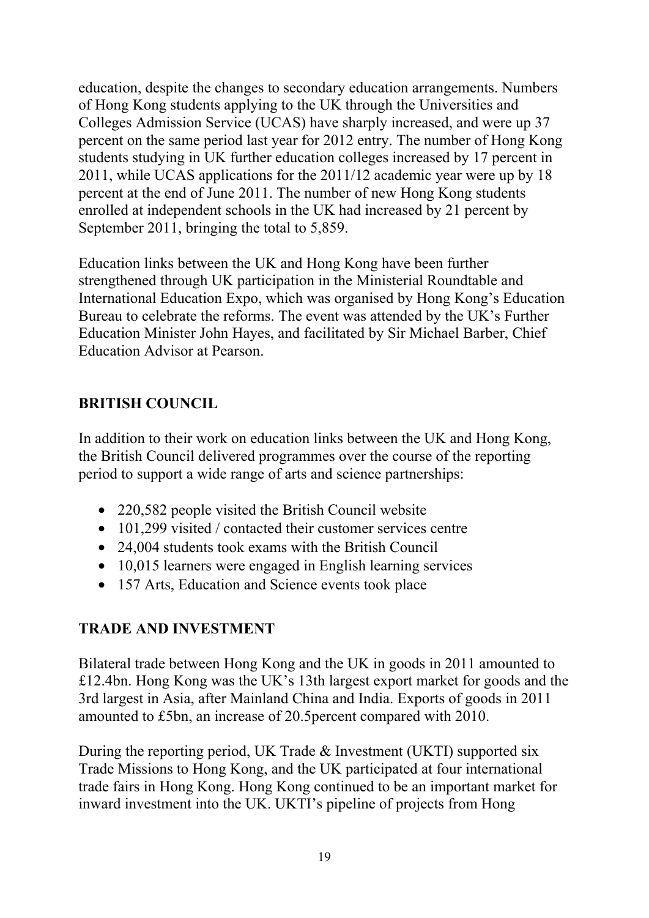education, despite the changes to secondary education arrangements. Numbers of Hong Kong students applying to the UK through the Universities and Colleges Admission Service (UCAS) have sharply increased, and were up 37 percent on the same period last year for 2012 entry. The number of Hong Kong students studying in UK further education colleges increased by 17 percent in 2011, while UCAS applications for the 2011/12 academic year were up by 18 percent at the end of June 2011. The number of new Hong Kong students enrolled at independent schools in the UK had increased by 21 percent by September 2011, bringing the total to 5,859.

Education links between the UK and Hong Kong have been further strengthened through UK participation in the Ministerial Roundtable and International Education Expo, which was organised by Hong Kong's Education Bureau to celebrate the reforms. The event was attended by the UK's Further Education Minister John Hayes, and facilitated by Sir Michael Barber, Chief Education Advisor at Pearson.

## BRITISH COUNCIL

In addition to their work on education links between the UK and Hong Kong, the British Council delivered programmes over the course of the reporting period to support a wide range of arts and science partnerships:

- 220,582 people visited the British Council website
- 101,299 visited / contacted their customer services centre
- 24,004 students took exams with the British Council
- 10,015 learners were engaged in English learning services
- 157 Arts, Education and Science events took place

## TRADE AND INVESTMENT

Bilateral trade between Hong Kong and the UK in goods in 2011 amounted to £12.4bn. Hong Kong was the UK's 13th largest export market for goods and the 3rd largest in Asia, after Mainland China and India. Exports of goods in 2011 amounted to £5bn, an increase of 20.5percent compared with 2010.

During the reporting period, UK Trade & Investment (UKTI) supported six Trade Missions to Hong Kong, and the UK participated at four international trade fairs in Hong Kong. Hong Kong continued to be an important market for inward investment into the UK. UKTI's pipeline of projects from Hong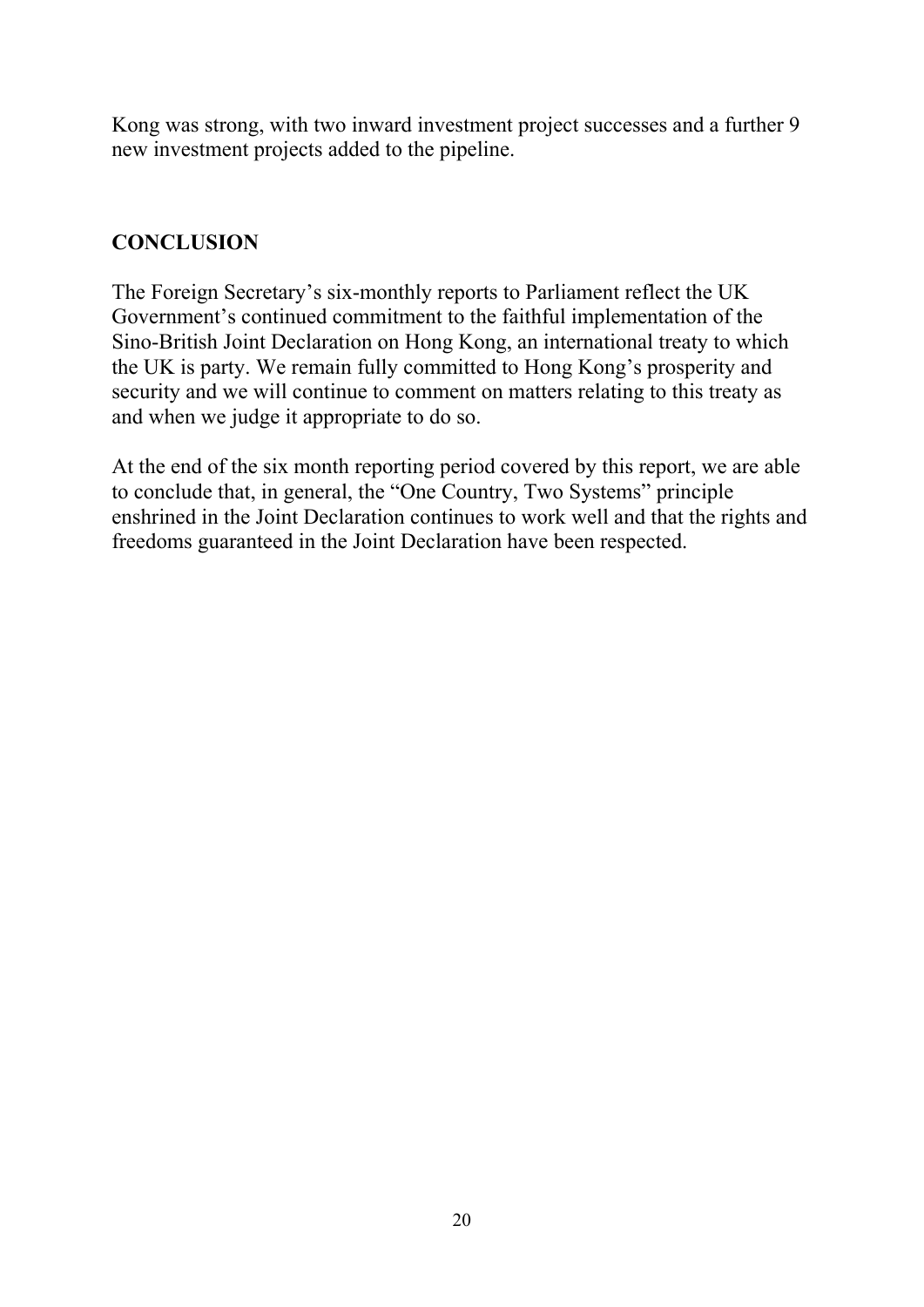Kong was strong, with two inward investment project successes and a further 9 new investment projects added to the pipeline.

## CONCLUSION

The Foreign Secretary's six-monthly reports to Parliament reflect the UK Government's continued commitment to the faithful implementation of the Sino-British Joint Declaration on Hong Kong, an international treaty to which the UK is party. We remain fully committed to Hong Kong's prosperity and security and we will continue to comment on matters relating to this treaty as and when we judge it appropriate to do so.

At the end of the six month reporting period covered by this report, we are able to conclude that, in general, the "One Country, Two Systems" principle enshrined in the Joint Declaration continues to work well and that the rights and freedoms guaranteed in the Joint Declaration have been respected.